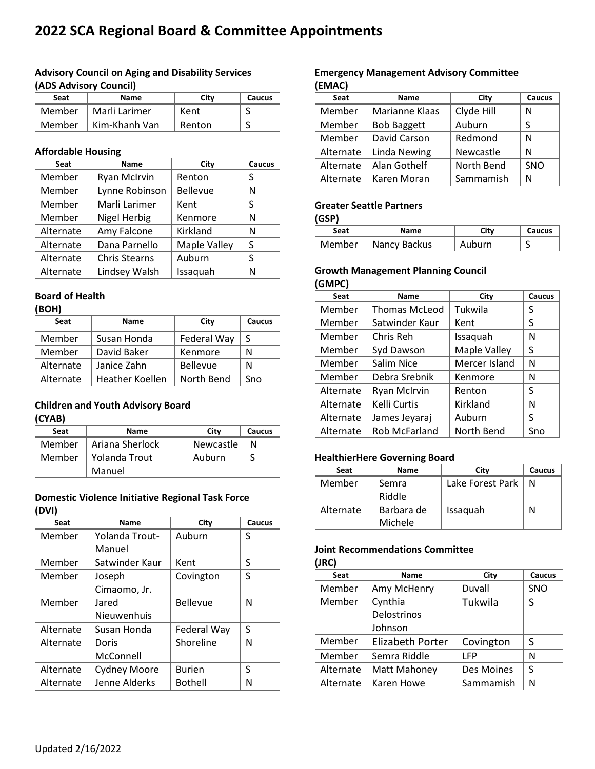# 2022 SCA Regional Board & Committee Appointments

### Advisory Council on Aging and Disability Services (ADS Advisory Council)

| Seat | Name | City | Caucus |
|---|---|---|---|
| Member | Marli Larimer | Kent | S |
| Member | Kim-Khanh Van | Renton | S |

### Affordable Housing

| Seat | Name | City | Caucus |
|---|---|---|---|
| Member | Ryan McIrvin | Renton | S |
| Member | Lynne Robinson | Bellevue | N |
| Member | Marli Larimer | Kent | S |
| Member | Nigel Herbig | Kenmore | N |
| Alternate | Amy Falcone | Kirkland | N |
| Alternate | Dana Parnello | Maple Valley | S |
| Alternate | Chris Stearns | Auburn | S |
| Alternate | Lindsey Walsh | Issaquah | N |

### Board of Health (BOH)

| Seat | Name | City | Caucus |
|---|---|---|---|
| Member | Susan Honda | Federal Way | S |
| Member | David Baker | Kenmore | N |
| Alternate | Janice Zahn | Bellevue | N |
| Alternate | Heather Koellen | North Bend | Sno |

### Children and Youth Advisory Board (CYAB)

| Seat | Name | City | Caucus |
|---|---|---|---|
| Member | Ariana Sherlock | Newcastle | N |
| Member | Yolanda Trout Manuel | Auburn | S |

### Domestic Violence Initiative Regional Task Force (DVI)

| Seat | Name | City | Caucus |
|---|---|---|---|
| Member | Yolanda Trout-Manuel | Auburn | S |
| Member | Satwinder Kaur | Kent | S |
| Member | Joseph Cimaomo, Jr. | Covington | S |
| Member | Jared Nieuwenhuis | Bellevue | N |
| Alternate | Susan Honda | Federal Way | S |
| Alternate | Doris McConnell | Shoreline | N |
| Alternate | Cydney Moore | Burien | S |
| Alternate | Jenne Alderks | Bothell | N |

### Emergency Management Advisory Committee (EMAC)

| Seat | Name | City | Caucus |
|---|---|---|---|
| Member | Marianne Klaas | Clyde Hill | N |
| Member | Bob Baggett | Auburn | S |
| Member | David Carson | Redmond | N |
| Alternate | Linda Newing | Newcastle | N |
| Alternate | Alan Gothelf | North Bend | SNO |
| Alternate | Karen Moran | Sammamish | N |

### Greater Seattle Partners (GSP)

| Seat | Name | City | Caucus |
|---|---|---|---|
| Member | Nancy Backus | Auburn | S |

### Growth Management Planning Council (GMPC)

| Seat | Name | City | Caucus |
|---|---|---|---|
| Member | Thomas McLeod | Tukwila | S |
| Member | Satwinder Kaur | Kent | S |
| Member | Chris Reh | Issaquah | N |
| Member | Syd Dawson | Maple Valley | S |
| Member | Salim Nice | Mercer Island | N |
| Member | Debra Srebnik | Kenmore | N |
| Alternate | Ryan McIrvin | Renton | S |
| Alternate | Kelli Curtis | Kirkland | N |
| Alternate | James Jeyaraj | Auburn | S |
| Alternate | Rob McFarland | North Bend | Sno |

### HealthierHere Governing Board

| Seat | Name | City | Caucus |
|---|---|---|---|
| Member | Semra Riddle | Lake Forest Park | N |
| Alternate | Barbara de Michele | Issaquah | N |

### Joint Recommendations Committee (JRC)

| Seat | Name | City | Caucus |
|---|---|---|---|
| Member | Amy McHenry | Duvall | SNO |
| Member | Cynthia Delostrinos Johnson | Tukwila | S |
| Member | Elizabeth Porter | Covington | S |
| Member | Semra Riddle | LFP | N |
| Alternate | Matt Mahoney | Des Moines | S |
| Alternate | Karen Howe | Sammamish | N |

Updated 2/16/2022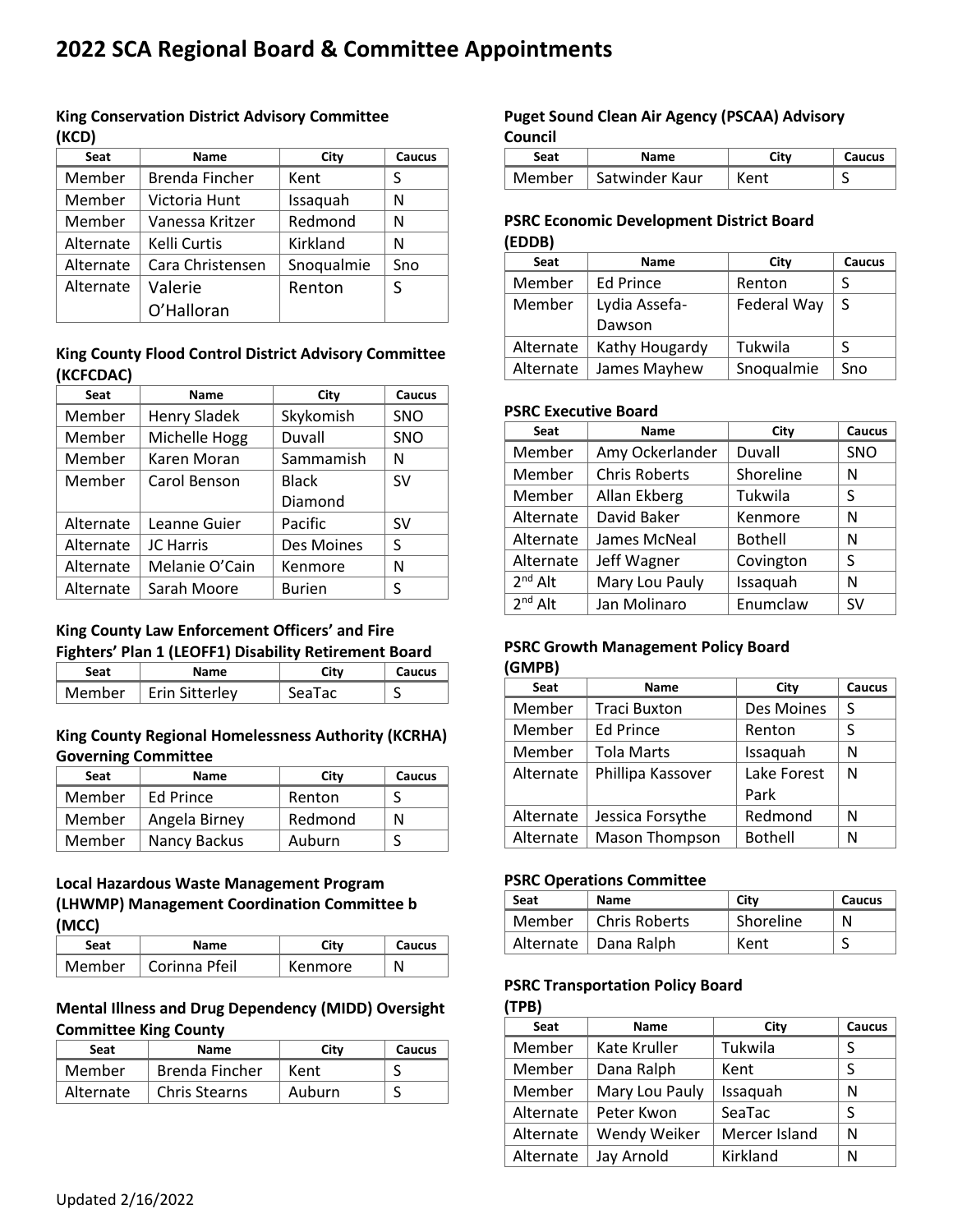# 2022 SCA Regional Board & Committee Appointments

### King Conservation District Advisory Committee (KCD)

| Seat | Name | City | Caucus |
|---|---|---|---|
| Member | Brenda Fincher | Kent | S |
| Member | Victoria Hunt | Issaquah | N |
| Member | Vanessa Kritzer | Redmond | N |
| Alternate | Kelli Curtis | Kirkland | N |
| Alternate | Cara Christensen | Snoqualmie | Sno |
| Alternate | Valerie O'Halloran | Renton | S |

### King County Flood Control District Advisory Committee (KCFCDAC)

| Seat | Name | City | Caucus |
|---|---|---|---|
| Member | Henry Sladek | Skykomish | SNO |
| Member | Michelle Hogg | Duvall | SNO |
| Member | Karen Moran | Sammamish | N |
| Member | Carol Benson | Black Diamond | SV |
| Alternate | Leanne Guier | Pacific | SV |
| Alternate | JC Harris | Des Moines | S |
| Alternate | Melanie O'Cain | Kenmore | N |
| Alternate | Sarah Moore | Burien | S |

### King County Law Enforcement Officers' and Fire Fighters' Plan 1 (LEOFF1) Disability Retirement Board

| Seat | Name | City | Caucus |
|---|---|---|---|
| Member | Erin Sitterley | SeaTac | S |

### King County Regional Homelessness Authority (KCRHA) Governing Committee

| Seat | Name | City | Caucus |
|---|---|---|---|
| Member | Ed Prince | Renton | S |
| Member | Angela Birney | Redmond | N |
| Member | Nancy Backus | Auburn | S |

### Local Hazardous Waste Management Program (LHWMP) Management Coordination Committee b (MCC)

| Seat | Name | City | Caucus |
|---|---|---|---|
| Member | Corinna Pfeil | Kenmore | N |

### Mental Illness and Drug Dependency (MIDD) Oversight Committee King County

| Seat | Name | City | Caucus |
|---|---|---|---|
| Member | Brenda Fincher | Kent | S |
| Alternate | Chris Stearns | Auburn | S |

### Puget Sound Clean Air Agency (PSCAA) Advisory Council

| Seat | Name | City | Caucus |
|---|---|---|---|
| Member | Satwinder Kaur | Kent | S |

### PSRC Economic Development District Board (EDDB)

| Seat | Name | City | Caucus |
|---|---|---|---|
| Member | Ed Prince | Renton | S |
| Member | Lydia Assefa-Dawson | Federal Way | S |
| Alternate | Kathy Hougardy | Tukwila | S |
| Alternate | James Mayhew | Snoqualmie | Sno |

### PSRC Executive Board

| Seat | Name | City | Caucus |
|---|---|---|---|
| Member | Amy Ockerlander | Duvall | SNO |
| Member | Chris Roberts | Shoreline | N |
| Member | Allan Ekberg | Tukwila | S |
| Alternate | David Baker | Kenmore | N |
| Alternate | James McNeal | Bothell | N |
| Alternate | Jeff Wagner | Covington | S |
| 2nd Alt | Mary Lou Pauly | Issaquah | N |
| 2nd Alt | Jan Molinaro | Enumclaw | SV |

### PSRC Growth Management Policy Board (GMPB)

| Seat | Name | City | Caucus |
|---|---|---|---|
| Member | Traci Buxton | Des Moines | S |
| Member | Ed Prince | Renton | S |
| Member | Tola Marts | Issaquah | N |
| Alternate | Phillipa Kassover | Lake Forest Park | N |
| Alternate | Jessica Forsythe | Redmond | N |
| Alternate | Mason Thompson | Bothell | N |

### PSRC Operations Committee

| Seat | Name | City | Caucus |
|---|---|---|---|
| Member | Chris Roberts | Shoreline | N |
| Alternate | Dana Ralph | Kent | S |

### PSRC Transportation Policy Board (TPB)

| Seat | Name | City | Caucus |
|---|---|---|---|
| Member | Kate Kruller | Tukwila | S |
| Member | Dana Ralph | Kent | S |
| Member | Mary Lou Pauly | Issaquah | N |
| Alternate | Peter Kwon | SeaTac | S |
| Alternate | Wendy Weiker | Mercer Island | N |
| Alternate | Jay Arnold | Kirkland | N |

Updated 2/16/2022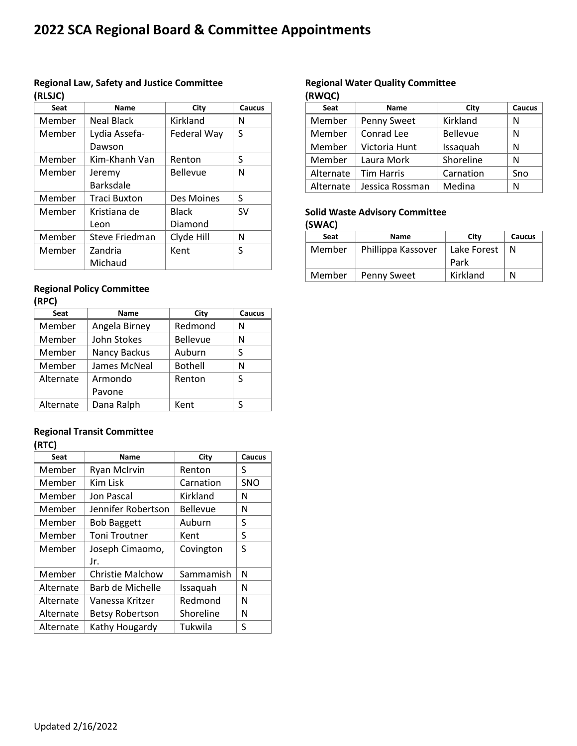# 2022 SCA Regional Board & Committee Appointments

### Regional Law, Safety and Justice Committee (RLSJC)

| Seat | Name | City | Caucus |
|---|---|---|---|
| Member | Neal Black | Kirkland | N |
| Member | Lydia Assefa-Dawson | Federal Way | S |
| Member | Kim-Khanh Van | Renton | S |
| Member | Jeremy Barksdale | Bellevue | N |
| Member | Traci Buxton | Des Moines | S |
| Member | Kristiana de Leon | Black Diamond | SV |
| Member | Steve Friedman | Clyde Hill | N |
| Member | Zandria Michaud | Kent | S |

### Regional Policy Committee (RPC)

| Seat | Name | City | Caucus |
|---|---|---|---|
| Member | Angela Birney | Redmond | N |
| Member | John Stokes | Bellevue | N |
| Member | Nancy Backus | Auburn | S |
| Member | James McNeal | Bothell | N |
| Alternate | Armondo Pavone | Renton | S |
| Alternate | Dana Ralph | Kent | S |

### Regional Transit Committee (RTC)

| Seat | Name | City | Caucus |
|---|---|---|---|
| Member | Ryan McIrvin | Renton | S |
| Member | Kim Lisk | Carnation | SNO |
| Member | Jon Pascal | Kirkland | N |
| Member | Jennifer Robertson | Bellevue | N |
| Member | Bob Baggett | Auburn | S |
| Member | Toni Troutner | Kent | S |
| Member | Joseph Cimaomo, Jr. | Covington | S |
| Member | Christie Malchow | Sammamish | N |
| Alternate | Barb de Michelle | Issaquah | N |
| Alternate | Vanessa Kritzer | Redmond | N |
| Alternate | Betsy Robertson | Shoreline | N |
| Alternate | Kathy Hougardy | Tukwila | S |

### Regional Water Quality Committee (RWQC)

| Seat | Name | City | Caucus |
|---|---|---|---|
| Member | Penny Sweet | Kirkland | N |
| Member | Conrad Lee | Bellevue | N |
| Member | Victoria Hunt | Issaquah | N |
| Member | Laura Mork | Shoreline | N |
| Alternate | Tim Harris | Carnation | Sno |
| Alternate | Jessica Rossman | Medina | N |

### Solid Waste Advisory Committee (SWAC)

| Seat | Name | City | Caucus |
|---|---|---|---|
| Member | Phillippa Kassover | Lake Forest Park | N |
| Member | Penny Sweet | Kirkland | N |

Updated 2/16/2022